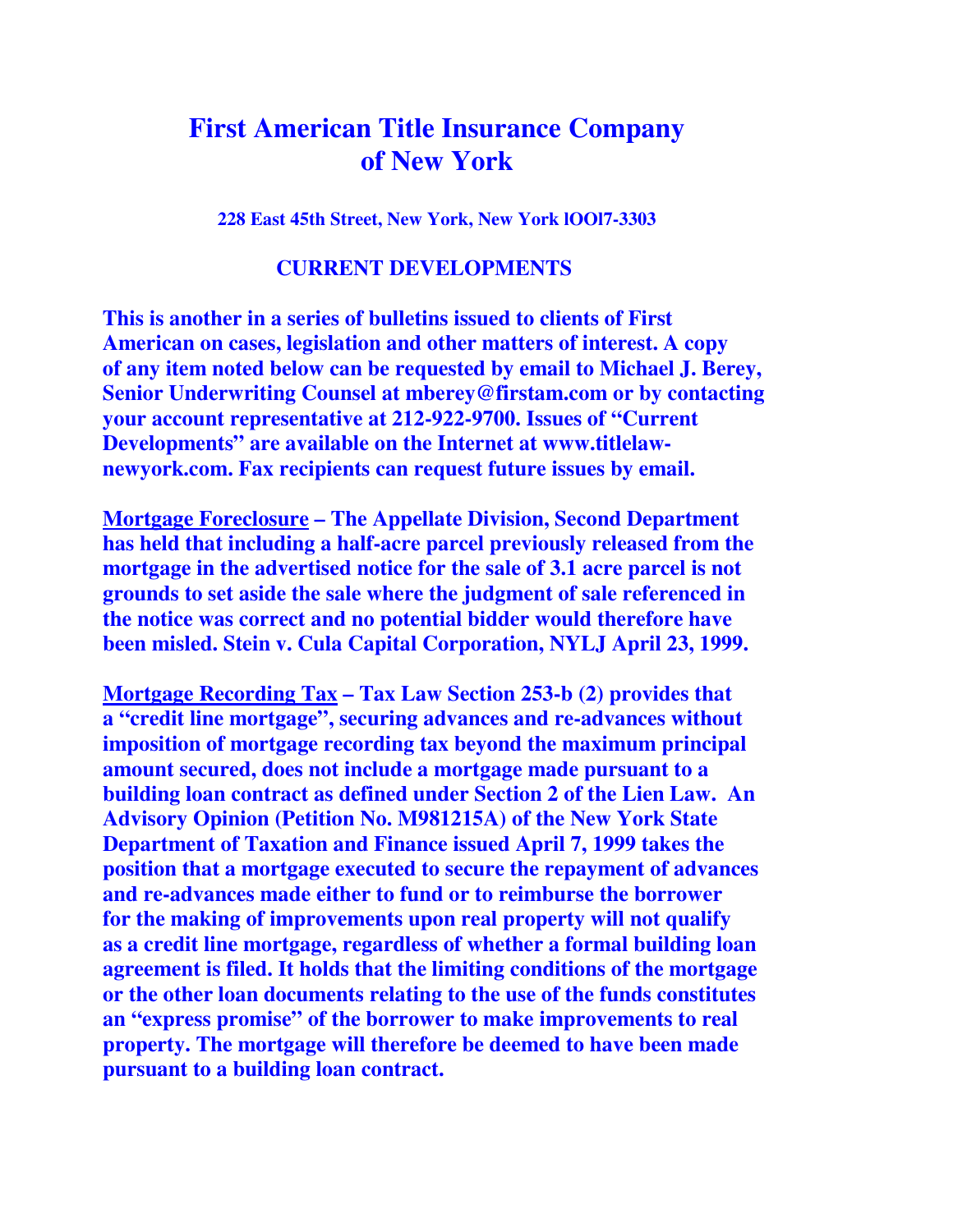# First American Title Insurance Company of New York

**228 East 45th Street, New York, New York lOOl7-3303**

## CURRENT DEVELOPMENTS

**This is another in a series of bulletins issued to clients of First American on cases, legislation and other matters of interest. A copy of any item noted below can be requested by email to Michael J. Berey, Senior Underwriting Counsel at mberey@firstam.com or by contacting your account representative at 212-922-9700. Issues of "Current Developments" are available on the Internet at www.titlelaw-newyork.com. Fax recipients can request future issues by email.**

**Mortgage Foreclosure – The Appellate Division, Second Department has held that including a half-acre parcel previously released from the mortgage in the advertised notice for the sale of 3.1 acre parcel is not grounds to set aside the sale where the judgment of sale referenced in the notice was correct and no potential bidder would therefore have been misled. Stein v. Cula Capital Corporation, NYLJ April 23, 1999.**

**Mortgage Recording Tax – Tax Law Section 253-b (2) provides that a "credit line mortgage", securing advances and re-advances without imposition of mortgage recording tax beyond the maximum principal amount secured, does not include a mortgage made pursuant to a building loan contract as defined under Section 2 of the Lien Law. An Advisory Opinion (Petition No. M981215A) of the New York State Department of Taxation and Finance issued April 7, 1999 takes the position that a mortgage executed to secure the repayment of advances and re-advances made either to fund or to reimburse the borrower for the making of improvements upon real property will not qualify as a credit line mortgage, regardless of whether a formal building loan agreement is filed. It holds that the limiting conditions of the mortgage or the other loan documents relating to the use of the funds constitutes an "express promise" of the borrower to make improvements to real property. The mortgage will therefore be deemed to have been made pursuant to a building loan contract.**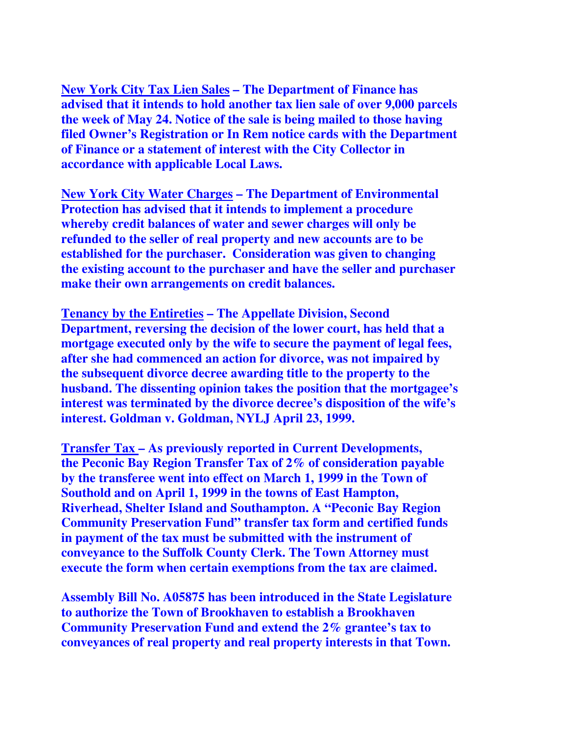**<u>New York City Tax Lien Sales</u> – The Department of Finance has advised that it intends to hold another tax lien sale of over 9,000 parcels the week of May 24. Notice of the sale is being mailed to those having filed Owner's Registration or In Rem notice cards with the Department of Finance or a statement of interest with the City Collector in accordance with applicable Local Laws.**

**<u>New York City Water Charges</u> – The Department of Environmental Protection has advised that it intends to implement a procedure whereby credit balances of water and sewer charges will only be refunded to the seller of real property and new accounts are to be established for the purchaser. Consideration was given to changing the existing account to the purchaser and have the seller and purchaser make their own arrangements on credit balances.**

**<u>Tenancy by the Entireties</u> – The Appellate Division, Second Department, reversing the decision of the lower court, has held that a mortgage executed only by the wife to secure the payment of legal fees, after she had commenced an action for divorce, was not impaired by the subsequent divorce decree awarding title to the property to the husband. The dissenting opinion takes the position that the mortgagee's interest was terminated by the divorce decree's disposition of the wife's interest. Goldman v. Goldman, NYLJ April 23, 1999.**

**<u>Transfer Tax</u> – As previously reported in Current Developments, the Peconic Bay Region Transfer Tax of 2% of consideration payable by the transferee went into effect on March 1, 1999 in the Town of Southold and on April 1, 1999 in the towns of East Hampton, Riverhead, Shelter Island and Southampton. A "Peconic Bay Region Community Preservation Fund" transfer tax form and certified funds in payment of the tax must be submitted with the instrument of conveyance to the Suffolk County Clerk. The Town Attorney must execute the form when certain exemptions from the tax are claimed.**

**Assembly Bill No. A05875 has been introduced in the State Legislature to authorize the Town of Brookhaven to establish a Brookhaven Community Preservation Fund and extend the 2% grantee's tax to conveyances of real property and real property interests in that Town.**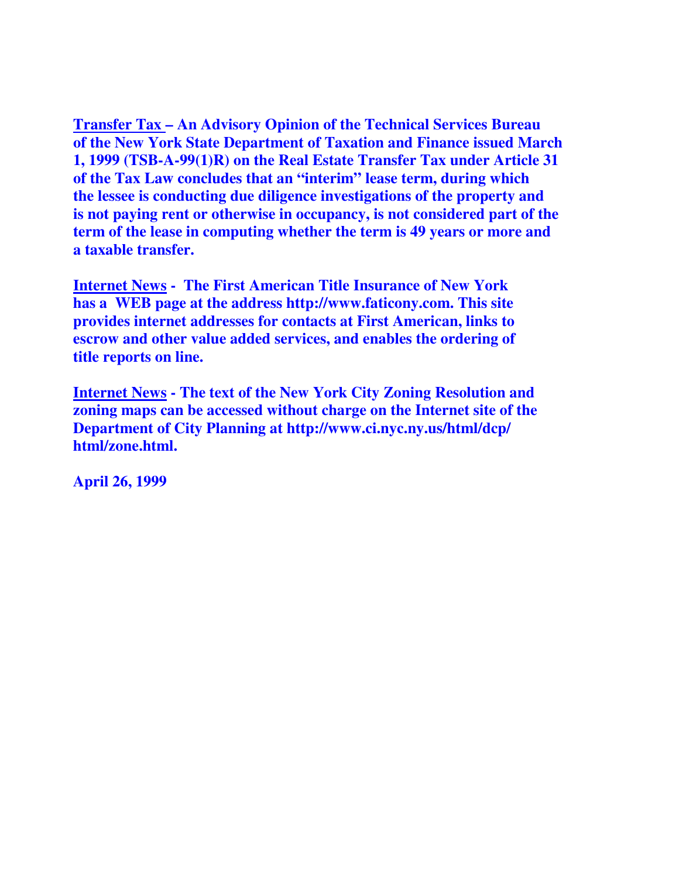**<u>Transfer Tax</u> – An Advisory Opinion of the Technical Services Bureau of the New York State Department of Taxation and Finance issued March 1, 1999 (TSB-A-99(1)R) on the Real Estate Transfer Tax under Article 31 of the Tax Law concludes that an "interim" lease term, during which the lessee is conducting due diligence investigations of the property and is not paying rent or otherwise in occupancy, is not considered part of the term of the lease in computing whether the term is 49 years or more and a taxable transfer.**

**<u>Internet News</u> - The First American Title Insurance of New York has a WEB page at the address http://www.faticony.com. This site provides internet addresses for contacts at First American, links to escrow and other value added services, and enables the ordering of title reports on line.**

**<u>Internet News</u> - The text of the New York City Zoning Resolution and zoning maps can be accessed without charge on the Internet site of the Department of City Planning at http://www.ci.nyc.ny.us/html/dcp/html/zone.html.**

**April 26, 1999**